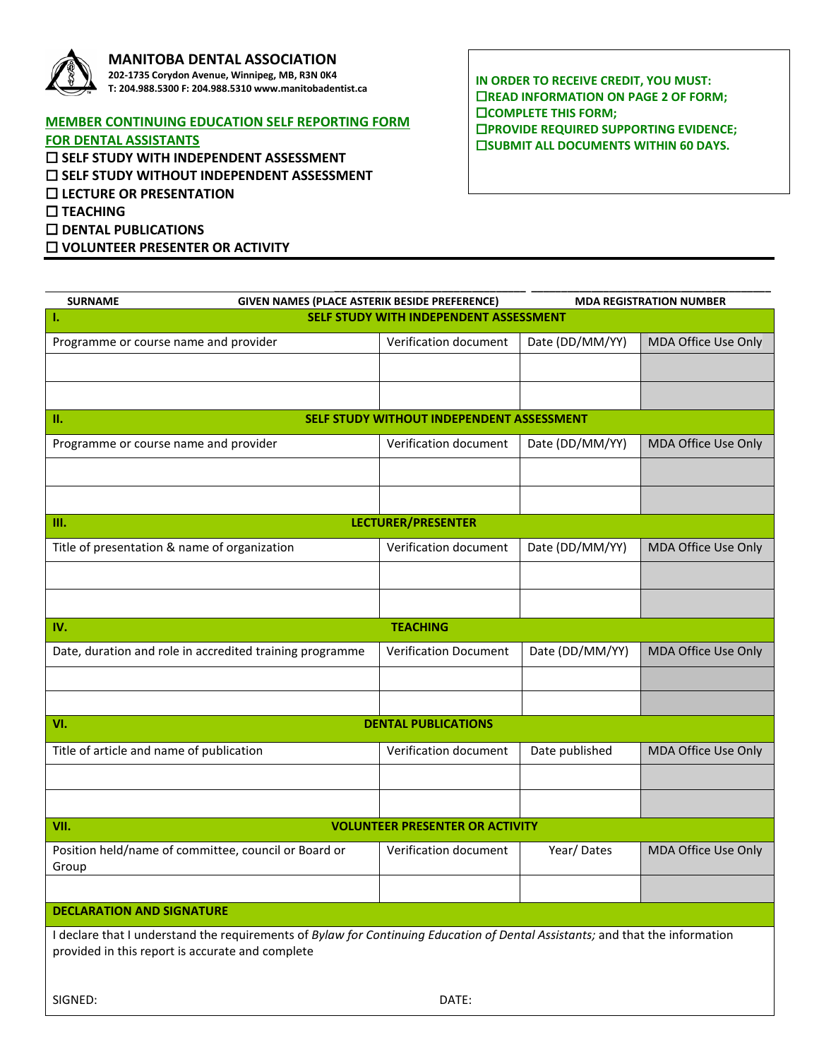**MANITOBA DENTAL ASSOCIATION**
**202-1735 Corydon Avenue, Winnipeg, MB, R3N 0K4**
**T: 204.988.5300 F: 204.988.5310 www.manitobadentist.ca**

**IN ORDER TO RECEIVE CREDIT, YOU MUST:**
- ☐ **READ INFORMATION ON PAGE 2 OF FORM;**
- ☐ **COMPLETE THIS FORM;**
- ☐ **PROVIDE REQUIRED SUPPORTING EVIDENCE;**
- ☐ **SUBMIT ALL DOCUMENTS WITHIN 60 DAYS.**

## MEMBER CONTINUING EDUCATION SELF REPORTING FORM FOR DENTAL ASSISTANTS

- ☐ **SELF STUDY WITH INDEPENDENT ASSESSMENT**
- ☐ **SELF STUDY WITHOUT INDEPENDENT ASSESSMENT**
- ☐ **LECTURE OR PRESENTATION**
- ☐ **TEACHING**
- ☐ **DENTAL PUBLICATIONS**
- ☐ **VOLUNTEER PRESENTER OR ACTIVITY**

| SURNAME | GIVEN NAMES (PLACE ASTERIK BESIDE PREFERENCE) | MDA REGISTRATION NUMBER |
|---|---|---|
| | | |

| **I.** | **SELF STUDY WITH INDEPENDENT ASSESSMENT** | | |
|---|---|---|---|
| Programme or course name and provider | Verification document | Date (DD/MM/YY) | MDA Office Use Only |
| | | | |
| | | | |
| **II.** | **SELF STUDY WITHOUT INDEPENDENT ASSESSMENT** | | |
| Programme or course name and provider | Verification document | Date (DD/MM/YY) | MDA Office Use Only |
| | | | |
| | | | |
| **III.** | **LECTURER/PRESENTER** | | |
| Title of presentation & name of organization | Verification document | Date (DD/MM/YY) | MDA Office Use Only |
| | | | |
| | | | |
| **IV.** | **TEACHING** | | |
| Date, duration and role in accredited training programme | Verification Document | Date (DD/MM/YY) | MDA Office Use Only |
| | | | |
| | | | |
| **VI.** | **DENTAL PUBLICATIONS** | | |
| Title of article and name of publication | Verification document | Date published | MDA Office Use Only |
| | | | |
| | | | |
| **VII.** | **VOLUNTEER PRESENTER OR ACTIVITY** | | |
| Position held/name of committee, council or Board or Group | Verification document | Year/ Dates | MDA Office Use Only |
| | | | |

**DECLARATION AND SIGNATURE**

I declare that I understand the requirements of *Bylaw for Continuing Education of Dental Assistants;* and that the information provided in this report is accurate and complete

SIGNED: DATE: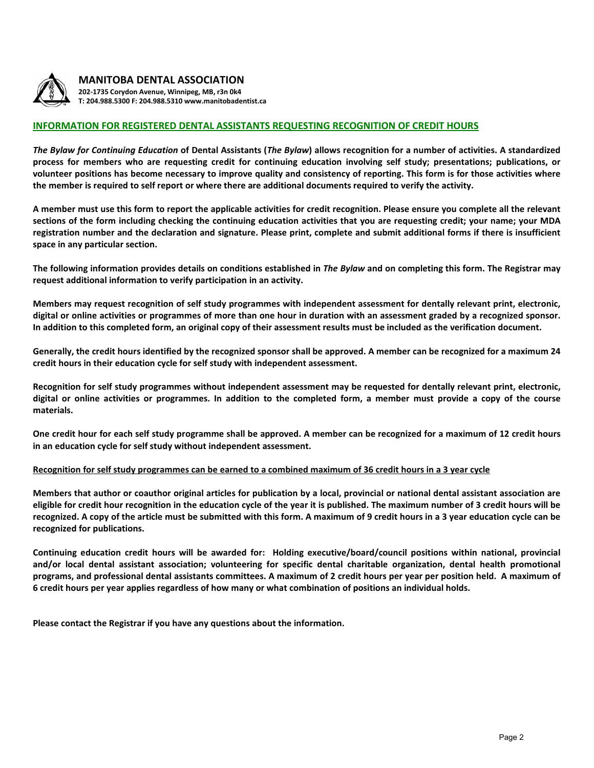**MANITOBA DENTAL ASSOCIATION**
**202-1735 Corydon Avenue, Winnipeg, MB, r3n 0k4**
**T: 204.988.5300 F: 204.988.5310 www.manitobadentist.ca**

## INFORMATION FOR REGISTERED DENTAL ASSISTANTS REQUESTING RECOGNITION OF CREDIT HOURS

***The Bylaw for Continuing Education* of Dental Assistants (*The Bylaw*) allows recognition for a number of activities. A standardized process for members who are requesting credit for continuing education involving self study; presentations; publications, or volunteer positions has become necessary to improve quality and consistency of reporting. This form is for those activities where the member is required to self report or where there are additional documents required to verify the activity.**

**A member must use this form to report the applicable activities for credit recognition. Please ensure you complete all the relevant sections of the form including checking the continuing education activities that you are requesting credit; your name; your MDA registration number and the declaration and signature. Please print, complete and submit additional forms if there is insufficient space in any particular section.**

**The following information provides details on conditions established in *The Bylaw* and on completing this form. The Registrar may request additional information to verify participation in an activity.**

**Members may request recognition of self study programmes with independent assessment for dentally relevant print, electronic, digital or online activities or programmes of more than one hour in duration with an assessment graded by a recognized sponsor. In addition to this completed form, an original copy of their assessment results must be included as the verification document.**

**Generally, the credit hours identified by the recognized sponsor shall be approved. A member can be recognized for a maximum 24 credit hours in their education cycle for self study with independent assessment.**

**Recognition for self study programmes without independent assessment may be requested for dentally relevant print, electronic, digital or online activities or programmes. In addition to the completed form, a member must provide a copy of the course materials.**

**One credit hour for each self study programme shall be approved. A member can be recognized for a maximum of 12 credit hours in an education cycle for self study without independent assessment.**

**Recognition for self study programmes can be earned to a combined maximum of 36 credit hours in a 3 year cycle**

**Members that author or coauthor original articles for publication by a local, provincial or national dental assistant association are eligible for credit hour recognition in the education cycle of the year it is published. The maximum number of 3 credit hours will be recognized. A copy of the article must be submitted with this form. A maximum of 9 credit hours in a 3 year education cycle can be recognized for publications.**

**Continuing education credit hours will be awarded for: Holding executive/board/council positions within national, provincial and/or local dental assistant association; volunteering for specific dental charitable organization, dental health promotional programs, and professional dental assistants committees. A maximum of 2 credit hours per year per position held. A maximum of 6 credit hours per year applies regardless of how many or what combination of positions an individual holds.**

**Please contact the Registrar if you have any questions about the information.**